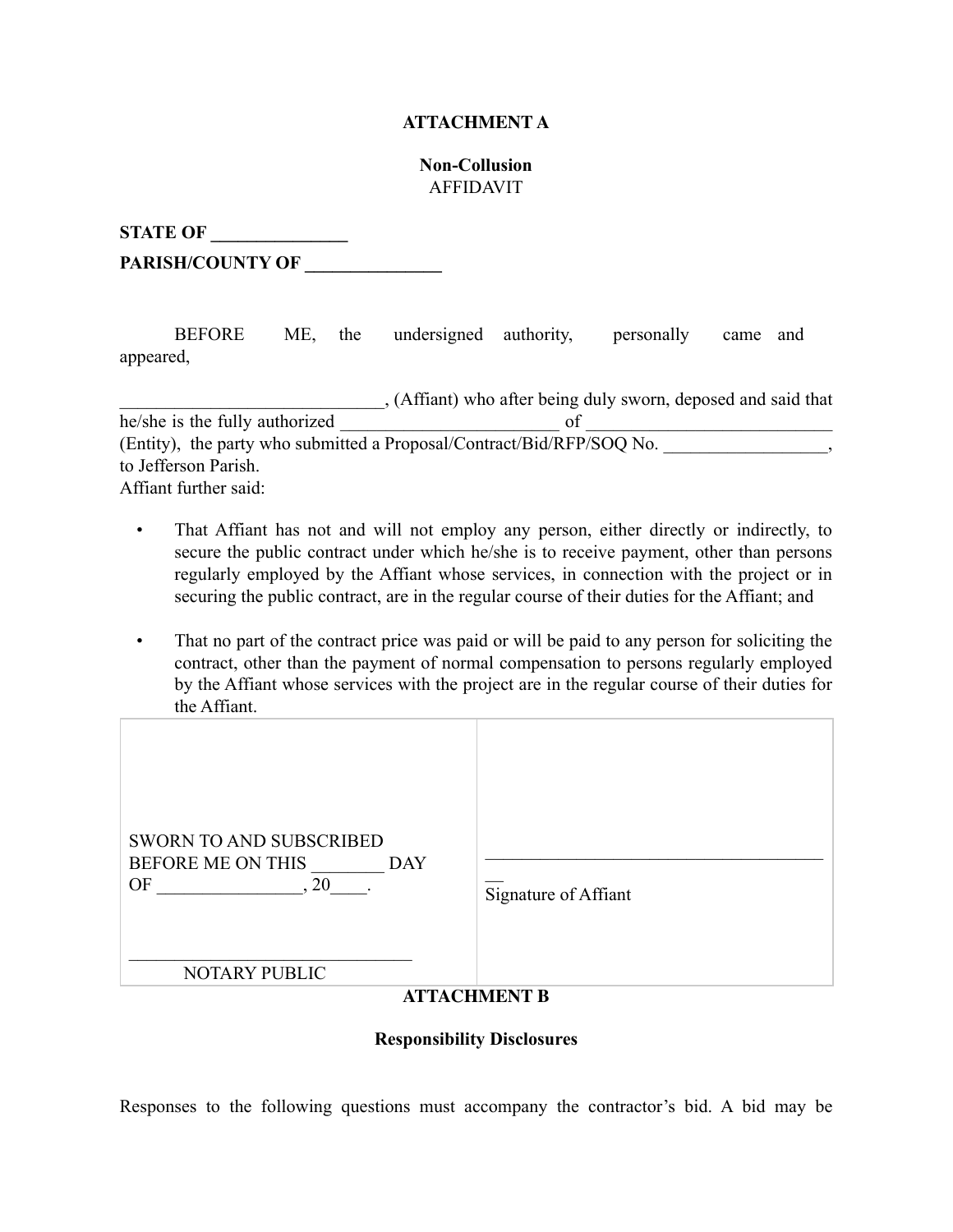**ATTACHMENT A**

**Non-Collusion**
AFFIDAVIT

**STATE OF _______________**

**PARISH/COUNTY OF _______________**

BEFORE ME, the undersigned authority, personally came and appeared,

______________________________, (Affiant) who after being duly sworn, deposed and said that he/she is the fully authorized _________________________ of ___________________________ (Entity), the party who submitted a Proposal/Contract/Bid/RFP/SOQ No. __________________, to Jefferson Parish.
Affiant further said:

- That Affiant has not and will not employ any person, either directly or indirectly, to secure the public contract under which he/she is to receive payment, other than persons regularly employed by the Affiant whose services, in connection with the project or in securing the public contract, are in the regular course of their duties for the Affiant; and

- That no part of the contract price was paid or will be paid to any person for soliciting the contract, other than the payment of normal compensation to persons regularly employed by the Affiant whose services with the project are in the regular course of their duties for the Affiant.

| | |
|---|---|
| SWORN TO AND SUBSCRIBED BEFORE ME ON THIS ________ DAY OF ________________, 20____.<br><br>_______________________________<br>NOTARY PUBLIC | _______________________________________<br>Signature of Affiant |

**ATTACHMENT B**

**Responsibility Disclosures**

Responses to the following questions must accompany the contractor's bid. A bid may be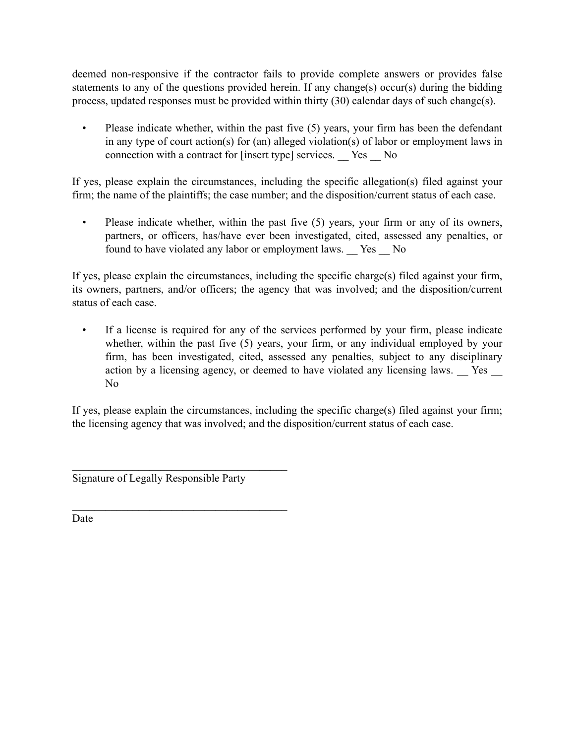deemed non-responsive if the contractor fails to provide complete answers or provides false statements to any of the questions provided herein. If any change(s) occur(s) during the bidding process, updated responses must be provided within thirty (30) calendar days of such change(s).

- Please indicate whether, within the past five (5) years, your firm has been the defendant in any type of court action(s) for (an) alleged violation(s) of labor or employment laws in connection with a contract for [insert type] services. __ Yes __ No

If yes, please explain the circumstances, including the specific allegation(s) filed against your firm; the name of the plaintiffs; the case number; and the disposition/current status of each case.

- Please indicate whether, within the past five (5) years, your firm or any of its owners, partners, or officers, has/have ever been investigated, cited, assessed any penalties, or found to have violated any labor or employment laws. __ Yes __ No

If yes, please explain the circumstances, including the specific charge(s) filed against your firm, its owners, partners, and/or officers; the agency that was involved; and the disposition/current status of each case.

- If a license is required for any of the services performed by your firm, please indicate whether, within the past five (5) years, your firm, or any individual employed by your firm, has been investigated, cited, assessed any penalties, subject to any disciplinary action by a licensing agency, or deemed to have violated any licensing laws. __ Yes __ No

If yes, please explain the circumstances, including the specific charge(s) filed against your firm; the licensing agency that was involved; and the disposition/current status of each case.

\_\_\_\_\_\_\_\_\_\_\_\_\_\_\_\_\_\_\_\_\_\_\_\_\_\_\_\_\_\_\_\_\_\_\_\_\_\_\_\_
Signature of Legally Responsible Party

\_\_\_\_\_\_\_\_\_\_\_\_\_\_\_\_\_\_\_\_\_\_\_\_\_\_\_\_\_\_\_\_\_\_\_\_\_\_\_\_
Date